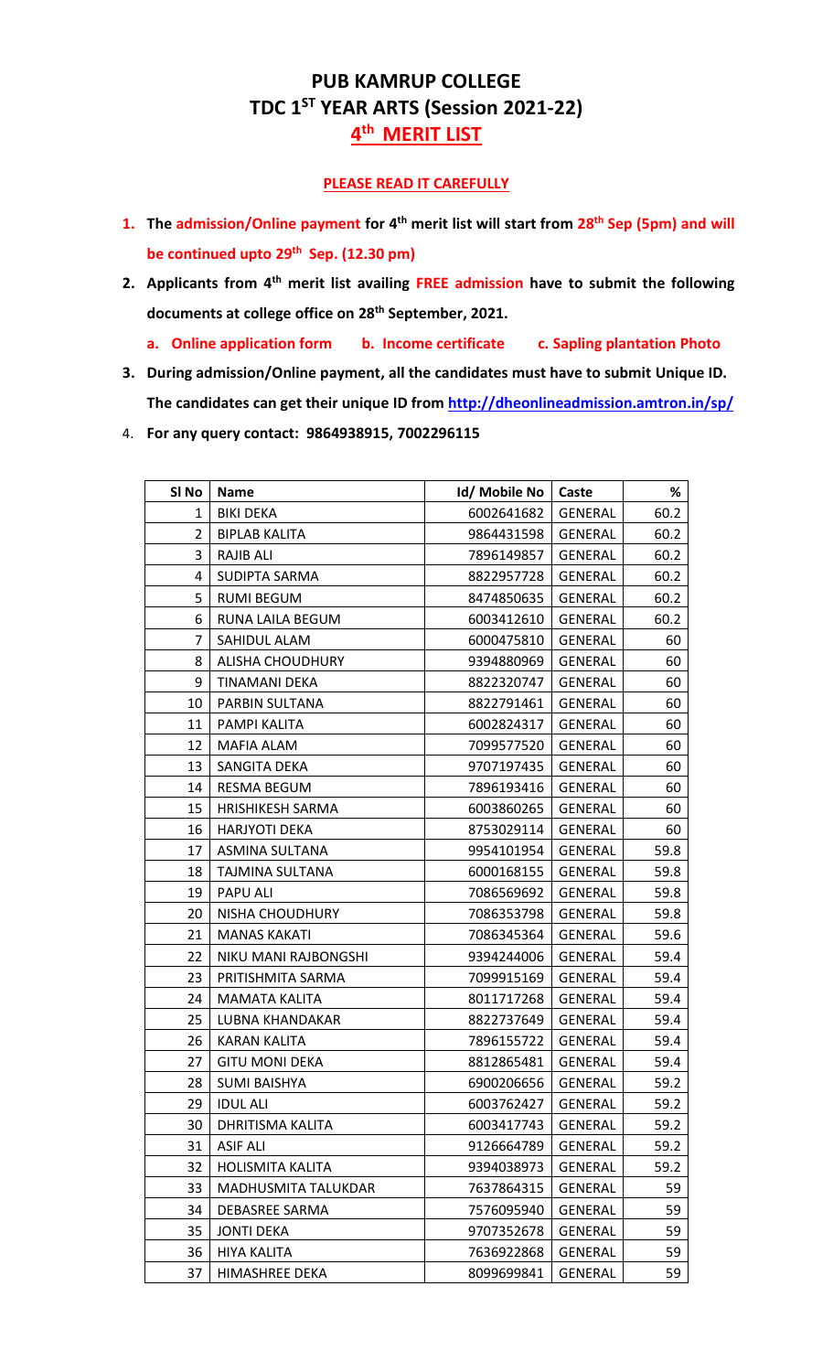# PUB KAMRUP COLLEGE

## TDC 1ST YEAR ARTS (Session 2021-22)

## 4th MERIT LIST

**PLEASE READ IT CAREFULLY**

1. **The admission/Online payment for 4th merit list will start from 28th Sep (5pm) and will be continued upto 29th Sep. (12.30 pm)**
2. **Applicants from 4th merit list availing FREE admission have to submit the following documents at college office on 28th September, 2021.**
   - **a. Online application form**
   - **b. Income certificate**
   - **c. Sapling plantation Photo**
3. **During admission/Online payment, all the candidates must have to submit Unique ID. The candidates can get their unique ID from http://dheonlineadmission.amtron.in/sp/**
4. **For any query contact: 9864938915, 7002296115**

| Sl No | Name | Id/ Mobile No | Caste | % |
|---|---|---|---|---|
| 1 | BIKI DEKA | 6002641682 | GENERAL | 60.2 |
| 2 | BIPLAB KALITA | 9864431598 | GENERAL | 60.2 |
| 3 | RAJIB ALI | 7896149857 | GENERAL | 60.2 |
| 4 | SUDIPTA SARMA | 8822957728 | GENERAL | 60.2 |
| 5 | RUMI BEGUM | 8474850635 | GENERAL | 60.2 |
| 6 | RUNA LAILA BEGUM | 6003412610 | GENERAL | 60.2 |
| 7 | SAHIDUL ALAM | 6000475810 | GENERAL | 60 |
| 8 | ALISHA CHOUDHURY | 9394880969 | GENERAL | 60 |
| 9 | TINAMANI DEKA | 8822320747 | GENERAL | 60 |
| 10 | PARBIN SULTANA | 8822791461 | GENERAL | 60 |
| 11 | PAMPI KALITA | 6002824317 | GENERAL | 60 |
| 12 | MAFIA ALAM | 7099577520 | GENERAL | 60 |
| 13 | SANGITA DEKA | 9707197435 | GENERAL | 60 |
| 14 | RESMA BEGUM | 7896193416 | GENERAL | 60 |
| 15 | HRISHIKESH SARMA | 6003860265 | GENERAL | 60 |
| 16 | HARJYOTI DEKA | 8753029114 | GENERAL | 60 |
| 17 | ASMINA SULTANA | 9954101954 | GENERAL | 59.8 |
| 18 | TAJMINA SULTANA | 6000168155 | GENERAL | 59.8 |
| 19 | PAPU ALI | 7086569692 | GENERAL | 59.8 |
| 20 | NISHA CHOUDHURY | 7086353798 | GENERAL | 59.8 |
| 21 | MANAS KAKATI | 7086345364 | GENERAL | 59.6 |
| 22 | NIKU MANI RAJBONGSHI | 9394244006 | GENERAL | 59.4 |
| 23 | PRITISHMITA SARMA | 7099915169 | GENERAL | 59.4 |
| 24 | MAMATA KALITA | 8011717268 | GENERAL | 59.4 |
| 25 | LUBNA KHANDAKAR | 8822737649 | GENERAL | 59.4 |
| 26 | KARAN KALITA | 7896155722 | GENERAL | 59.4 |
| 27 | GITU MONI DEKA | 8812865481 | GENERAL | 59.4 |
| 28 | SUMI BAISHYA | 6900206656 | GENERAL | 59.2 |
| 29 | IDUL ALI | 6003762427 | GENERAL | 59.2 |
| 30 | DHRITISMA KALITA | 6003417743 | GENERAL | 59.2 |
| 31 | ASIF ALI | 9126664789 | GENERAL | 59.2 |
| 32 | HOLISMITA KALITA | 9394038973 | GENERAL | 59.2 |
| 33 | MADHUSMITA TALUKDAR | 7637864315 | GENERAL | 59 |
| 34 | DEBASREE SARMA | 7576095940 | GENERAL | 59 |
| 35 | JONTI DEKA | 9707352678 | GENERAL | 59 |
| 36 | HIYA KALITA | 7636922868 | GENERAL | 59 |
| 37 | HIMASHREE DEKA | 8099699841 | GENERAL | 59 |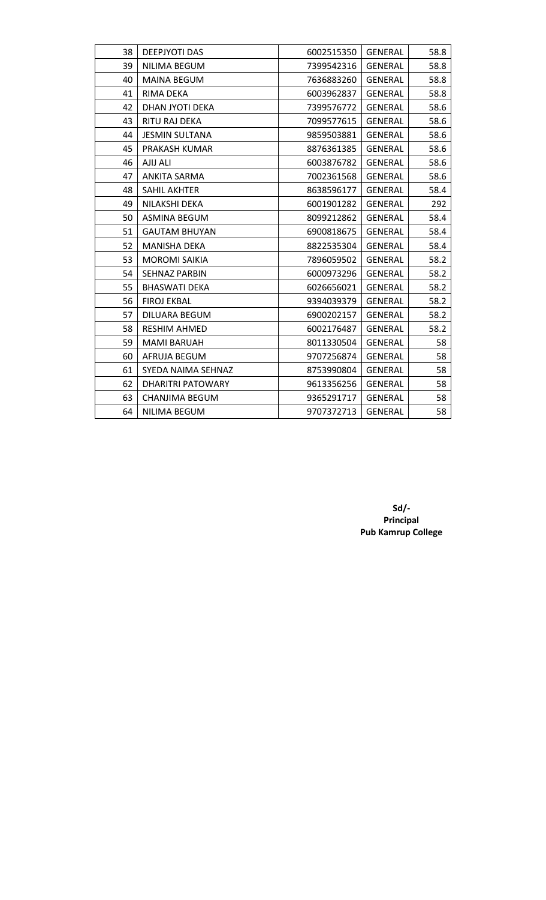| | | | | |
|---|---|---|---|---|
| 38 | DEEPJYOTI DAS | 6002515350 | GENERAL | 58.8 |
| 39 | NILIMA BEGUM | 7399542316 | GENERAL | 58.8 |
| 40 | MAINA BEGUM | 7636883260 | GENERAL | 58.8 |
| 41 | RIMA DEKA | 6003962837 | GENERAL | 58.8 |
| 42 | DHAN JYOTI DEKA | 7399576772 | GENERAL | 58.6 |
| 43 | RITU RAJ DEKA | 7099577615 | GENERAL | 58.6 |
| 44 | JESMIN SULTANA | 9859503881 | GENERAL | 58.6 |
| 45 | PRAKASH KUMAR | 8876361385 | GENERAL | 58.6 |
| 46 | AJIJ ALI | 6003876782 | GENERAL | 58.6 |
| 47 | ANKITA SARMA | 7002361568 | GENERAL | 58.6 |
| 48 | SAHIL AKHTER | 8638596177 | GENERAL | 58.4 |
| 49 | NILAKSHI DEKA | 6001901282 | GENERAL | 292 |
| 50 | ASMINA BEGUM | 8099212862 | GENERAL | 58.4 |
| 51 | GAUTAM BHUYAN | 6900818675 | GENERAL | 58.4 |
| 52 | MANISHA DEKA | 8822535304 | GENERAL | 58.4 |
| 53 | MOROMI SAIKIA | 7896059502 | GENERAL | 58.2 |
| 54 | SEHNAZ PARBIN | 6000973296 | GENERAL | 58.2 |
| 55 | BHASWATI DEKA | 6026656021 | GENERAL | 58.2 |
| 56 | FIROJ EKBAL | 9394039379 | GENERAL | 58.2 |
| 57 | DILUARA BEGUM | 6900202157 | GENERAL | 58.2 |
| 58 | RESHIM AHMED | 6002176487 | GENERAL | 58.2 |
| 59 | MAMI BARUAH | 8011330504 | GENERAL | 58 |
| 60 | AFRUJA BEGUM | 9707256874 | GENERAL | 58 |
| 61 | SYEDA NAIMA SEHNAZ | 8753990804 | GENERAL | 58 |
| 62 | DHARITRI PATOWARY | 9613356256 | GENERAL | 58 |
| 63 | CHANJIMA BEGUM | 9365291717 | GENERAL | 58 |
| 64 | NILIMA BEGUM | 9707372713 | GENERAL | 58 |

**Sd/-**
**Principal**
**Pub Kamrup College**